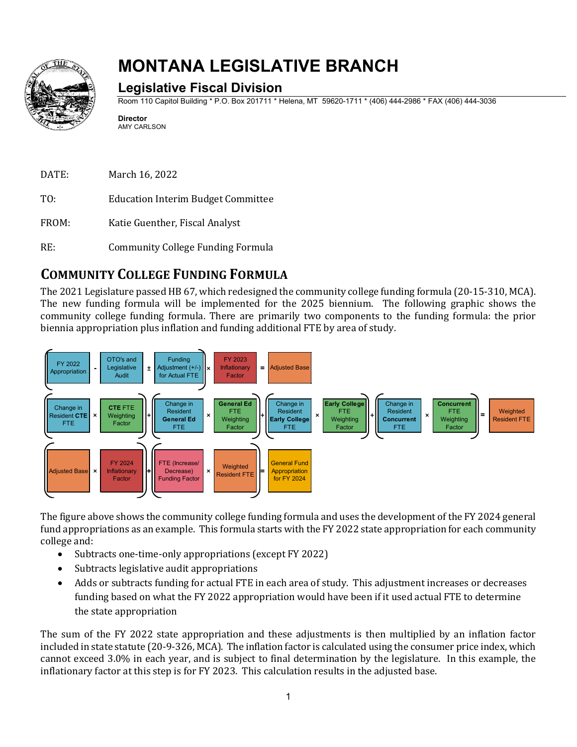# MONTANA LEGISLATIVE BRANCH

## Legislative Fiscal Division

Room 110 Capitol Building * P.O. Box 201711 * Helena, MT 59620-1711 * (406) 444-2986 * FAX (406) 444-3036

**Director**
AMY CARLSON

DATE: March 16, 2022

TO: Education Interim Budget Committee

FROM: Katie Guenther, Fiscal Analyst

RE: Community College Funding Formula

## COMMUNITY COLLEGE FUNDING FORMULA

The 2021 Legislature passed HB 67, which redesigned the community college funding formula (20-15-310, MCA). The new funding formula will be implemented for the 2025 biennium. The following graphic shows the community college funding formula. There are primarily two components to the funding formula: the prior biennia appropriation plus inflation and funding additional FTE by area of study.

( FY 2022 Appropriation - OTO's and Legislative Audit ± Funding Adjustment (+/-) for Actual FTE ) × FY 2023 Inflationary Factor = Adjusted Base

( Change in Resident **CTE** FTE × **CTE** FTE Weighting Factor ) + ( Change in Resident **General Ed** FTE × **General Ed** FTE Weighting Factor ) + ( Change in Resident **Early College** FTE × **Early College** FTE Weighting Factor ) + ( Change in Resident **Concurrent** FTE × **Concurrent** FTE Weighting Factor ) = Weighted Resident FTE

( Adjusted Base × FY 2024 Inflationary Factor ) + ( FTE (Increase/ Decrease) Funding Factor × Weighted Resident FTE ) = General Fund Appropriation for FY 2024

The figure above shows the community college funding formula and uses the development of the FY 2024 general fund appropriations as an example. This formula starts with the FY 2022 state appropriation for each community college and:

- Subtracts one-time-only appropriations (except FY 2022)
- Subtracts legislative audit appropriations
- Adds or subtracts funding for actual FTE in each area of study. This adjustment increases or decreases funding based on what the FY 2022 appropriation would have been if it used actual FTE to determine the state appropriation

The sum of the FY 2022 state appropriation and these adjustments is then multiplied by an inflation factor included in state statute (20-9-326, MCA). The inflation factor is calculated using the consumer price index, which cannot exceed 3.0% in each year, and is subject to final determination by the legislature. In this example, the inflationary factor at this step is for FY 2023. This calculation results in the adjusted base.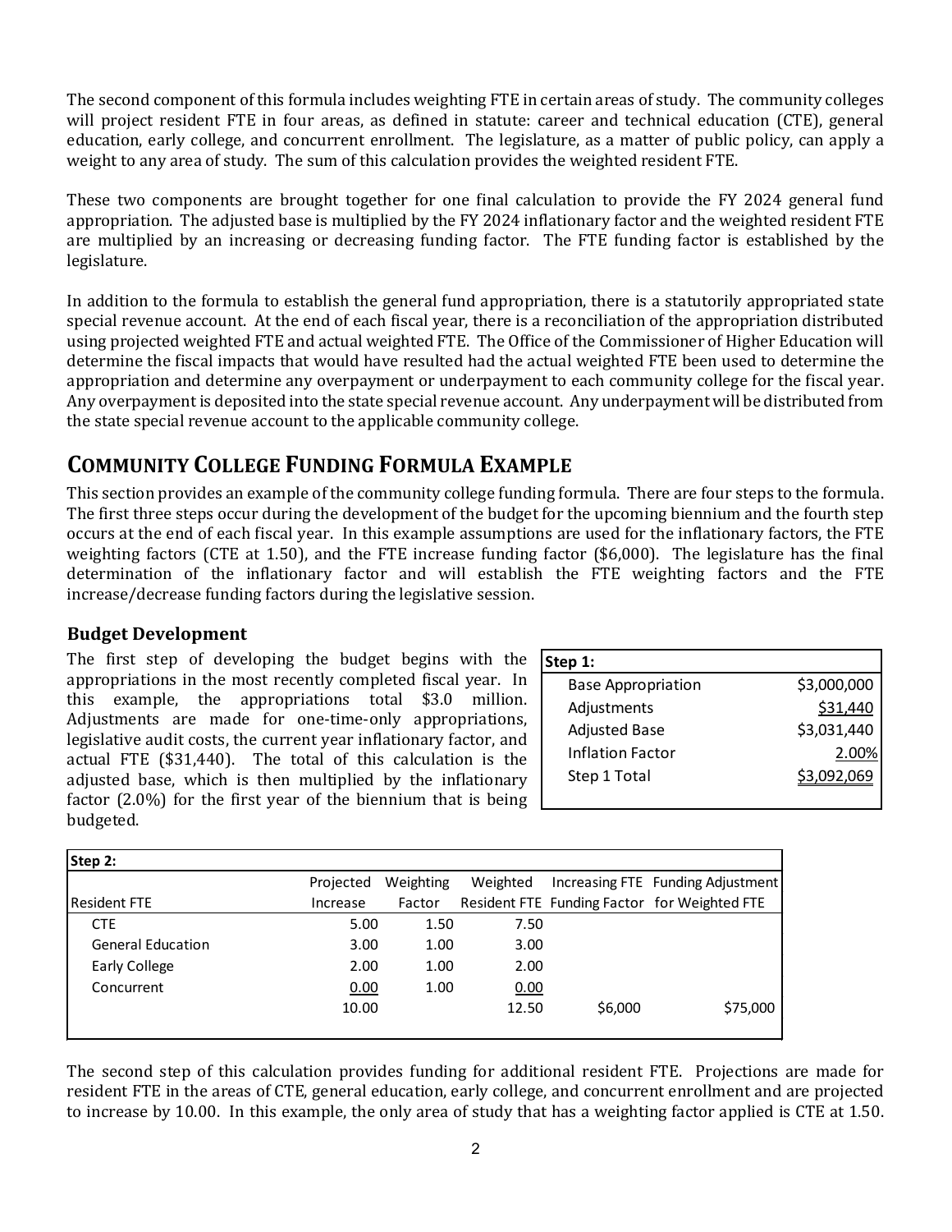The second component of this formula includes weighting FTE in certain areas of study. The community colleges will project resident FTE in four areas, as defined in statute: career and technical education (CTE), general education, early college, and concurrent enrollment. The legislature, as a matter of public policy, can apply a weight to any area of study. The sum of this calculation provides the weighted resident FTE.

These two components are brought together for one final calculation to provide the FY 2024 general fund appropriation. The adjusted base is multiplied by the FY 2024 inflationary factor and the weighted resident FTE are multiplied by an increasing or decreasing funding factor. The FTE funding factor is established by the legislature.

In addition to the formula to establish the general fund appropriation, there is a statutorily appropriated state special revenue account. At the end of each fiscal year, there is a reconciliation of the appropriation distributed using projected weighted FTE and actual weighted FTE. The Office of the Commissioner of Higher Education will determine the fiscal impacts that would have resulted had the actual weighted FTE been used to determine the appropriation and determine any overpayment or underpayment to each community college for the fiscal year. Any overpayment is deposited into the state special revenue account. Any underpayment will be distributed from the state special revenue account to the applicable community college.

## COMMUNITY COLLEGE FUNDING FORMULA EXAMPLE

This section provides an example of the community college funding formula. There are four steps to the formula. The first three steps occur during the development of the budget for the upcoming biennium and the fourth step occurs at the end of each fiscal year. In this example assumptions are used for the inflationary factors, the FTE weighting factors (CTE at 1.50), and the FTE increase funding factor ($6,000). The legislature has the final determination of the inflationary factor and will establish the FTE weighting factors and the FTE increase/decrease funding factors during the legislative session.

### Budget Development

The first step of developing the budget begins with the appropriations in the most recently completed fiscal year. In this example, the appropriations total $3.0 million. Adjustments are made for one-time-only appropriations, legislative audit costs, the current year inflationary factor, and actual FTE ($31,440). The total of this calculation is the adjusted base, which is then multiplied by the inflationary factor (2.0%) for the first year of the biennium that is being budgeted.

| Step 1: | |
|---|---|
| Base Appropriation | $3,000,000 |
| Adjustments | $31,440 |
| Adjusted Base | $3,031,440 |
| Inflation Factor | 2.00% |
| Step 1 Total | $3,092,069 |

| Step 2: | | | | | |
|---|---|---|---|---|---|
| Resident FTE | Projected Increase | Weighting Factor | Weighted Resident FTE | Increasing FTE Funding Factor | Funding Adjustment for Weighted FTE |
| CTE | 5.00 | 1.50 | 7.50 | | |
| General Education | 3.00 | 1.00 | 3.00 | | |
| Early College | 2.00 | 1.00 | 2.00 | | |
| Concurrent | 0.00 | 1.00 | 0.00 | | |
| | 10.00 | | 12.50 | $6,000 | $75,000 |

The second step of this calculation provides funding for additional resident FTE. Projections are made for resident FTE in the areas of CTE, general education, early college, and concurrent enrollment and are projected to increase by 10.00. In this example, the only area of study that has a weighting factor applied is CTE at 1.50.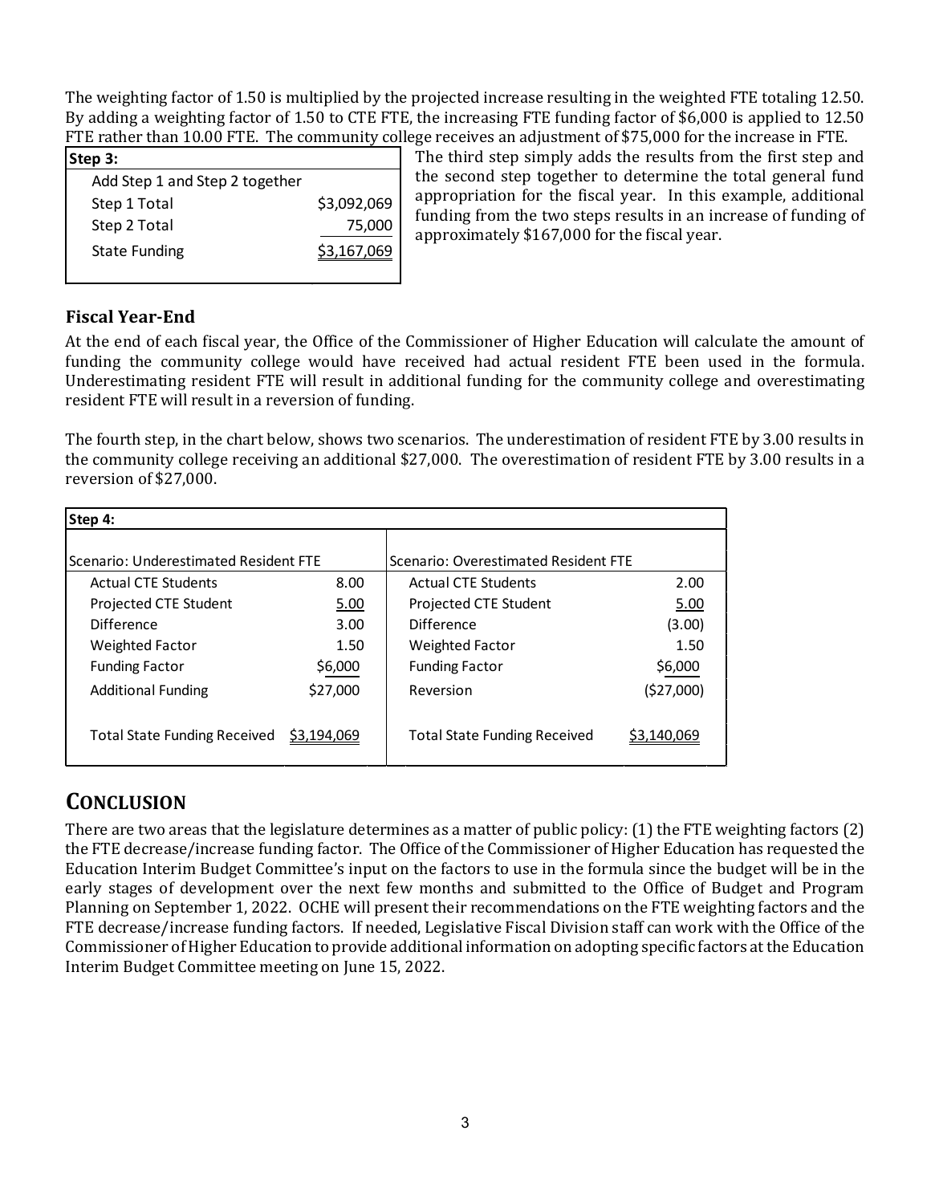The weighting factor of 1.50 is multiplied by the projected increase resulting in the weighted FTE totaling 12.50. By adding a weighting factor of 1.50 to CTE FTE, the increasing FTE funding factor of $6,000 is applied to 12.50 FTE rather than 10.00 FTE. The community college receives an adjustment of $75,000 for the increase in FTE.

| Step 3: | |
|---|---|
| Add Step 1 and Step 2 together | |
| Step 1 Total | $3,092,069 |
| Step 2 Total | 75,000 |
| State Funding | $3,167,069 |

The third step simply adds the results from the first step and the second step together to determine the total general fund appropriation for the fiscal year. In this example, additional funding from the two steps results in an increase of funding of approximately $167,000 for the fiscal year.

### Fiscal Year-End

At the end of each fiscal year, the Office of the Commissioner of Higher Education will calculate the amount of funding the community college would have received had actual resident FTE been used in the formula. Underestimating resident FTE will result in additional funding for the community college and overestimating resident FTE will result in a reversion of funding.

The fourth step, in the chart below, shows two scenarios. The underestimation of resident FTE by 3.00 results in the community college receiving an additional $27,000. The overestimation of resident FTE by 3.00 results in a reversion of $27,000.

| Step 4: | | | |
|---|---|---|---|
| Scenario: Underestimated Resident FTE | | Scenario: Overestimated Resident FTE | |
| Actual CTE Students | 8.00 | Actual CTE Students | 2.00 |
| Projected CTE Student | 5.00 | Projected CTE Student | 5.00 |
| Difference | 3.00 | Difference | (3.00) |
| Weighted Factor | 1.50 | Weighted Factor | 1.50 |
| Funding Factor | $6,000 | Funding Factor | $6,000 |
| Additional Funding | $27,000 | Reversion | ($27,000) |
| Total State Funding Received | $3,194,069 | Total State Funding Received | $3,140,069 |

## CONCLUSION

There are two areas that the legislature determines as a matter of public policy: (1) the FTE weighting factors (2) the FTE decrease/increase funding factor. The Office of the Commissioner of Higher Education has requested the Education Interim Budget Committee's input on the factors to use in the formula since the budget will be in the early stages of development over the next few months and submitted to the Office of Budget and Program Planning on September 1, 2022. OCHE will present their recommendations on the FTE weighting factors and the FTE decrease/increase funding factors. If needed, Legislative Fiscal Division staff can work with the Office of the Commissioner of Higher Education to provide additional information on adopting specific factors at the Education Interim Budget Committee meeting on June 15, 2022.